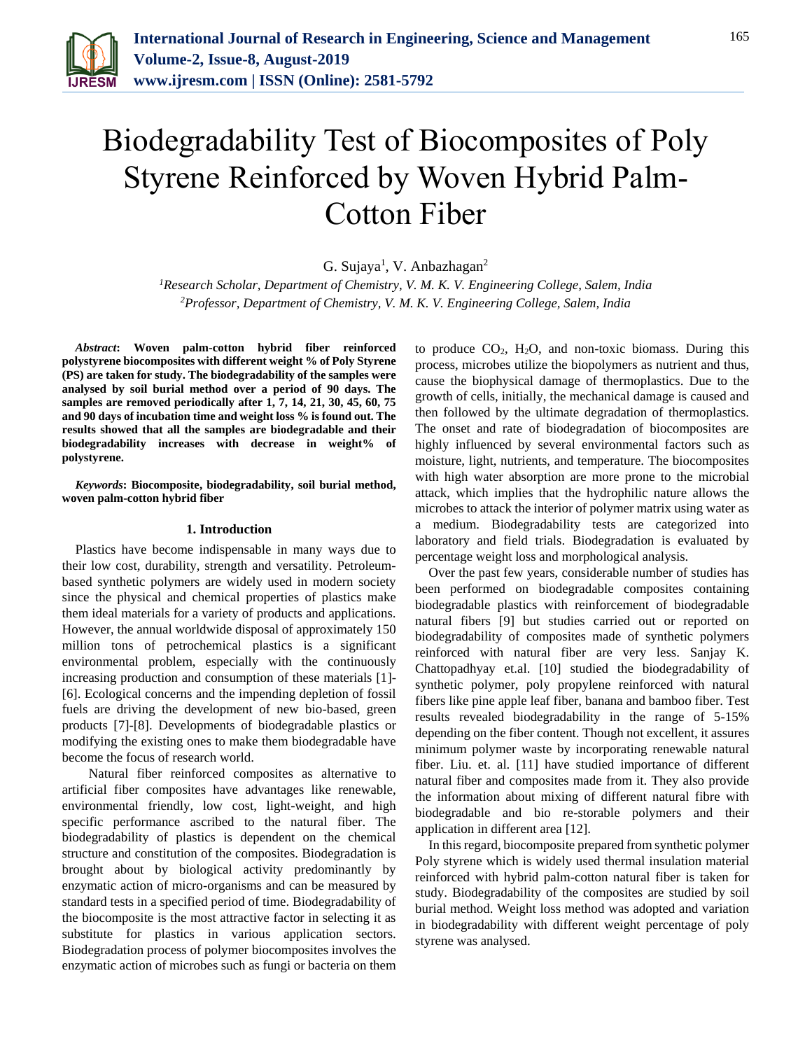# Biodegradability Test of Biocomposites of Poly Styrene Reinforced by Woven Hybrid Palm-Cotton Fiber

G. Sujaya[1], V. Anbazhagan[2]

[1]*Research Scholar, Department of Chemistry, V. M. K. V. Engineering College, Salem, India*
[2]*Professor, Department of Chemistry, V. M. K. V. Engineering College, Salem, India*

***Abstract*: Woven palm-cotton hybrid fiber reinforced polystyrene biocomposites with different weight % of Poly Styrene (PS) are taken for study. The biodegradability of the samples were analysed by soil burial method over a period of 90 days. The samples are removed periodically after 1, 7, 14, 21, 30, 45, 60, 75 and 90 days of incubation time and weight loss % is found out. The results showed that all the samples are biodegradable and their biodegradability increases with decrease in weight% of polystyrene.**

***Keywords*: Biocomposite, biodegradability, soil burial method, woven palm-cotton hybrid fiber**

## 1. Introduction

Plastics have become indispensable in many ways due to their low cost, durability, strength and versatility. Petroleum-based synthetic polymers are widely used in modern society since the physical and chemical properties of plastics make them ideal materials for a variety of products and applications. However, the annual worldwide disposal of approximately 150 million tons of petrochemical plastics is a significant environmental problem, especially with the continuously increasing production and consumption of these materials [1]-[6]. Ecological concerns and the impending depletion of fossil fuels are driving the development of new bio-based, green products [7]-[8]. Developments of biodegradable plastics or modifying the existing ones to make them biodegradable have become the focus of research world.

Natural fiber reinforced composites as alternative to artificial fiber composites have advantages like renewable, environmental friendly, low cost, light-weight, and high specific performance ascribed to the natural fiber. The biodegradability of plastics is dependent on the chemical structure and constitution of the composites. Biodegradation is brought about by biological activity predominantly by enzymatic action of micro-organisms and can be measured by standard tests in a specified period of time. Biodegradability of the biocomposite is the most attractive factor in selecting it as substitute for plastics in various application sectors. Biodegradation process of polymer biocomposites involves the enzymatic action of microbes such as fungi or bacteria on them to produce $CO_2$, $H_2O$, and non-toxic biomass. During this process, microbes utilize the biopolymers as nutrient and thus, cause the biophysical damage of thermoplastics. Due to the growth of cells, initially, the mechanical damage is caused and then followed by the ultimate degradation of thermoplastics. The onset and rate of biodegradation of biocomposites are highly influenced by several environmental factors such as moisture, light, nutrients, and temperature. The biocomposites with high water absorption are more prone to the microbial attack, which implies that the hydrophilic nature allows the microbes to attack the interior of polymer matrix using water as a medium. Biodegradability tests are categorized into laboratory and field trials. Biodegradation is evaluated by percentage weight loss and morphological analysis.

Over the past few years, considerable number of studies has been performed on biodegradable composites containing biodegradable plastics with reinforcement of biodegradable natural fibers [9] but studies carried out or reported on biodegradability of composites made of synthetic polymers reinforced with natural fiber are very less. Sanjay K. Chattopadhyay et.al. [10] studied the biodegradability of synthetic polymer, poly propylene reinforced with natural fibers like pine apple leaf fiber, banana and bamboo fiber. Test results revealed biodegradability in the range of 5-15% depending on the fiber content. Though not excellent, it assures minimum polymer waste by incorporating renewable natural fiber. Liu. et. al. [11] have studied importance of different natural fiber and composites made from it. They also provide the information about mixing of different natural fibre with biodegradable and bio re-storable polymers and their application in different area [12].

In this regard, biocomposite prepared from synthetic polymer Poly styrene which is widely used thermal insulation material reinforced with hybrid palm-cotton natural fiber is taken for study. Biodegradability of the composites are studied by soil burial method. Weight loss method was adopted and variation in biodegradability with different weight percentage of poly styrene was analysed.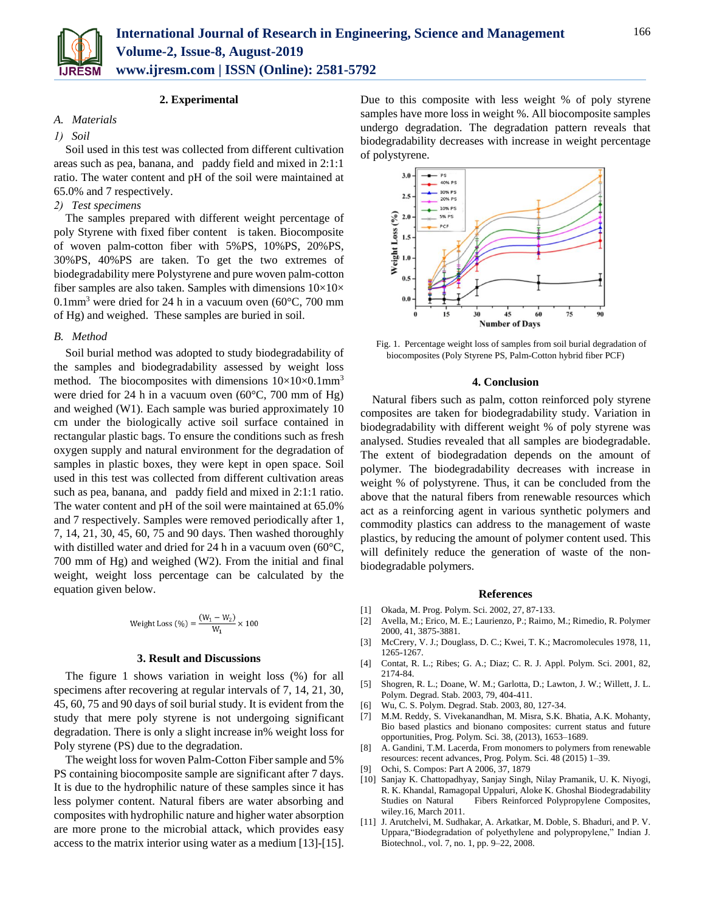## 2. Experimental

### *A. Materials*

#### *1) Soil*

Soil used in this test was collected from different cultivation areas such as pea, banana, and paddy field and mixed in 2:1:1 ratio. The water content and pH of the soil were maintained at 65.0% and 7 respectively.

#### *2) Test specimens*

The samples prepared with different weight percentage of poly Styrene with fixed fiber content is taken. Biocomposite of woven palm-cotton fiber with 5%PS, 10%PS, 20%PS, 30%PS, 40%PS are taken. To get the two extremes of biodegradability mere Polystyrene and pure woven palm-cotton fiber samples are also taken. Samples with dimensions $10\times10\times 0.1mm^3$ were dried for 24 h in a vacuum oven (60°C, 700 mm of Hg) and weighed. These samples are buried in soil.

### *B. Method*

Soil burial method was adopted to study biodegradability of the samples and biodegradability assessed by weight loss method. The biocomposites with dimensions $10\times10\times0.1mm^3$ were dried for 24 h in a vacuum oven (60°C, 700 mm of Hg) and weighed (W1). Each sample was buried approximately 10 cm under the biologically active soil surface contained in rectangular plastic bags. To ensure the conditions such as fresh oxygen supply and natural environment for the degradation of samples in plastic boxes, they were kept in open space. Soil used in this test was collected from different cultivation areas such as pea, banana, and paddy field and mixed in 2:1:1 ratio. The water content and pH of the soil were maintained at 65.0% and 7 respectively. Samples were removed periodically after 1, 7, 14, 21, 30, 45, 60, 75 and 90 days. Then washed thoroughly with distilled water and dried for 24 h in a vacuum oven (60°C, 700 mm of Hg) and weighed (W2). From the initial and final weight, weight loss percentage can be calculated by the equation given below.

$$\text{Weight Loss (\%)} = \frac{(W_1 - W_2)}{W_1} \times 100$$

## 3. Result and Discussions

The figure 1 shows variation in weight loss (%) for all specimens after recovering at regular intervals of 7, 14, 21, 30, 45, 60, 75 and 90 days of soil burial study. It is evident from the study that mere poly styrene is not undergoing significant degradation. There is only a slight increase in% weight loss for Poly styrene (PS) due to the degradation.

The weight loss for woven Palm-Cotton Fiber sample and 5% PS containing biocomposite sample are significant after 7 days. It is due to the hydrophilic nature of these samples since it has less polymer content. Natural fibers are water absorbing and composites with hydrophilic nature and higher water absorption are more prone to the microbial attack, which provides easy access to the matrix interior using water as a medium [13]-[15]. Due to this composite with less weight % of poly styrene samples have more loss in weight %. All biocomposite samples undergo degradation. The degradation pattern reveals that biodegradability decreases with increase in weight percentage of polystyrene.

Fig. 1. Percentage weight loss of samples from soil burial degradation of biocomposites (Poly Styrene PS, Palm-Cotton hybrid fiber PCF)

## 4. Conclusion

Natural fibers such as palm, cotton reinforced poly styrene composites are taken for biodegradability study. Variation in biodegradability with different weight % of poly styrene was analysed. Studies revealed that all samples are biodegradable. The extent of biodegradation depends on the amount of polymer. The biodegradability decreases with increase in weight % of polystyrene. Thus, it can be concluded from the above that the natural fibers from renewable resources which act as a reinforcing agent in various synthetic polymers and commodity plastics can address to the management of waste plastics, by reducing the amount of polymer content used. This will definitely reduce the generation of waste of the non-biodegradable polymers.

## References

[1] Okada, M. Prog. Polym. Sci. 2002, 27, 87-133.

[2] Avella, M.; Erico, M. E.; Laurienzo, P.; Raimo, M.; Rimedio, R. Polymer 2000, 41, 3875-3881.

[3] McCrery, V. J.; Douglass, D. C.; Kwei, T. K.; Macromolecules 1978, 11, 1265-1267.

[4] Contat, R. L.; Ribes; G. A.; Diaz; C. R. J. Appl. Polym. Sci. 2001, 82, 2174-84.

[5] Shogren, R. L.; Doane, W. M.; Garlotta, D.; Lawton, J. W.; Willett, J. L. Polym. Degrad. Stab. 2003, 79, 404-411.

[6] Wu, C. S. Polym. Degrad. Stab. 2003, 80, 127-34.

[7] M.M. Reddy, S. Vivekanandhan, M. Misra, S.K. Bhatia, A.K. Mohanty, Bio based plastics and bionano composites: current status and future opportunities, Prog. Polym. Sci. 38, (2013), 1653–1689.

[8] A. Gandini, T.M. Lacerda, From monomers to polymers from renewable resources: recent advances, Prog. Polym. Sci. 48 (2015) 1–39.

[9] Ochi, S. Compos: Part A 2006, 37, 1879

[10] Sanjay K. Chattopadhyay, Sanjay Singh, Nilay Pramanik, U. K. Niyogi, R. K. Khandal, Ramagopal Uppaluri, Aloke K. Ghoshal Biodegradability Studies on Natural Fibers Reinforced Polypropylene Composites, wiley.16, March 2011.

[11] J. Arutchelvi, M. Sudhakar, A. Arkatkar, M. Doble, S. Bhaduri, and P. V. Uppara,"Biodegradation of polyethylene and polypropylene," Indian J. Biotechnol., vol. 7, no. 1, pp. 9–22, 2008.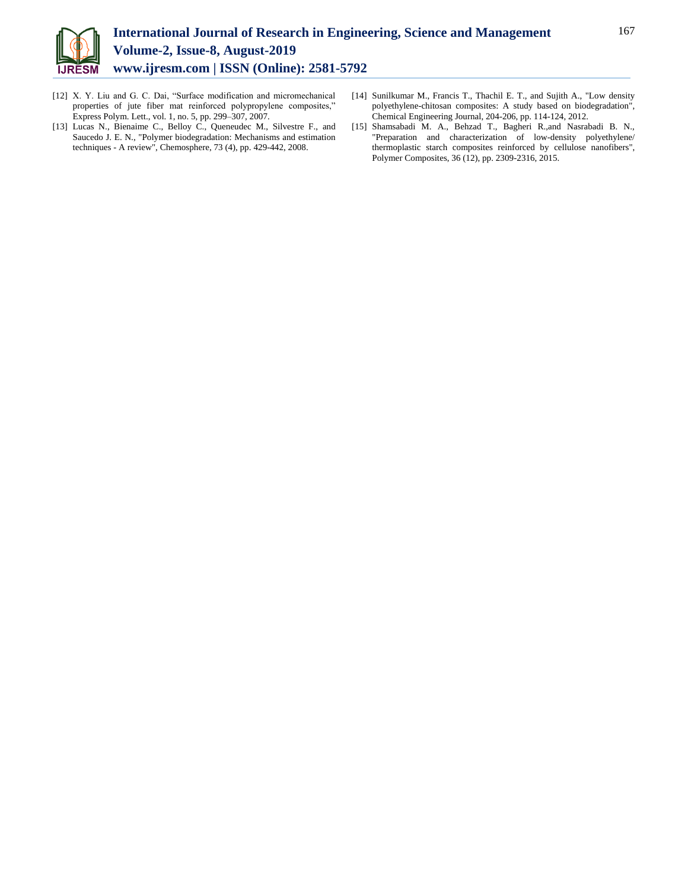[12] X. Y. Liu and G. C. Dai, “Surface modification and micromechanical properties of jute fiber mat reinforced polypropylene composites,” Express Polym. Lett., vol. 1, no. 5, pp. 299–307, 2007.

[13] Lucas N., Bienaime C., Belloy C., Queneudec M., Silvestre F., and Saucedo J. E. N., "Polymer biodegradation: Mechanisms and estimation techniques - A review", Chemosphere, 73 (4), pp. 429-442, 2008.

[14] Sunilkumar M., Francis T., Thachil E. T., and Sujith A., "Low density polyethylene-chitosan composites: A study based on biodegradation", Chemical Engineering Journal, 204-206, pp. 114-124, 2012.

[15] Shamsabadi M. A., Behzad T., Bagheri R.,and Nasrabadi B. N., "Preparation and characterization of low-density polyethylene/ thermoplastic starch composites reinforced by cellulose nanofibers", Polymer Composites, 36 (12), pp. 2309-2316, 2015.